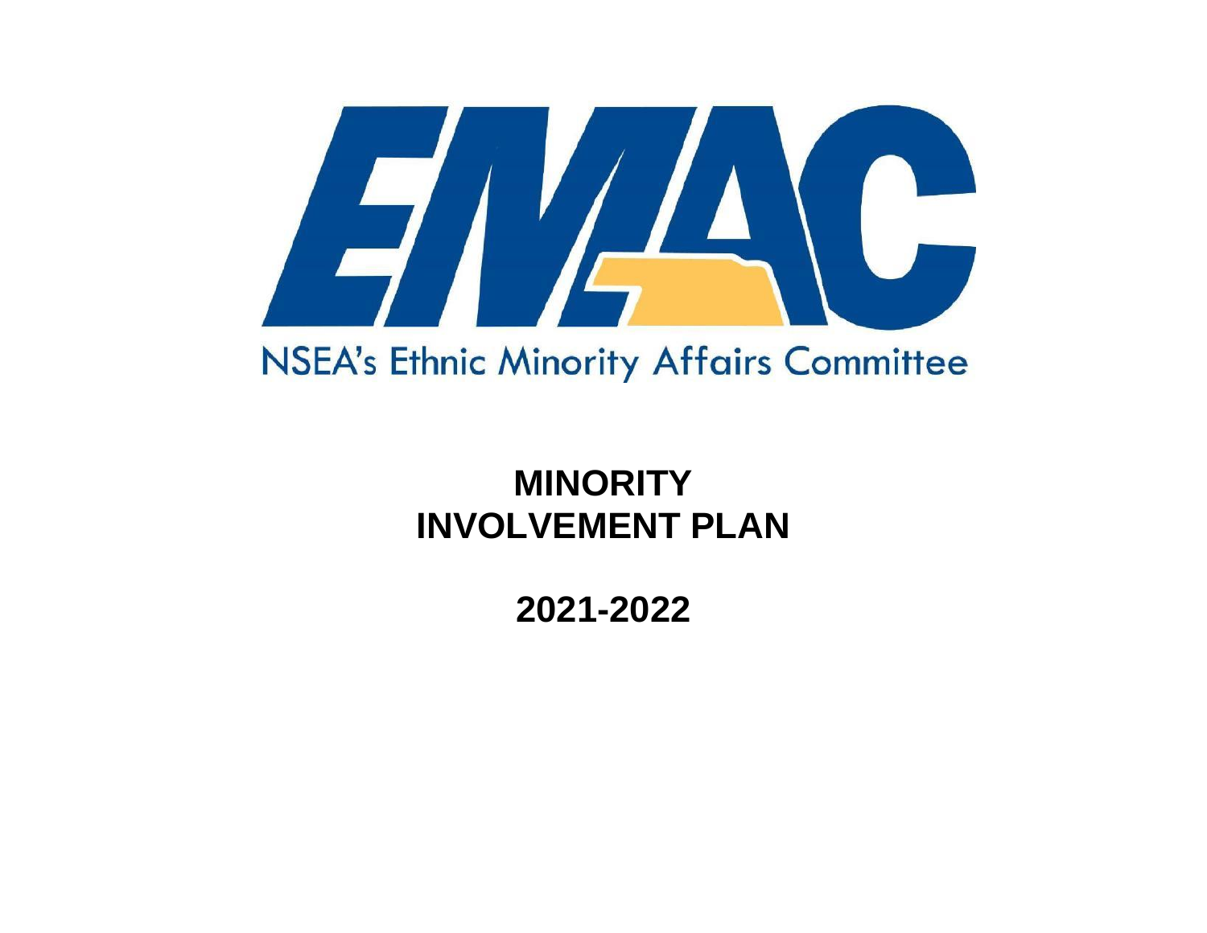EMAC

NSEA's Ethnic Minority Affairs Committee

# MINORITY INVOLVEMENT PLAN

# 2021-2022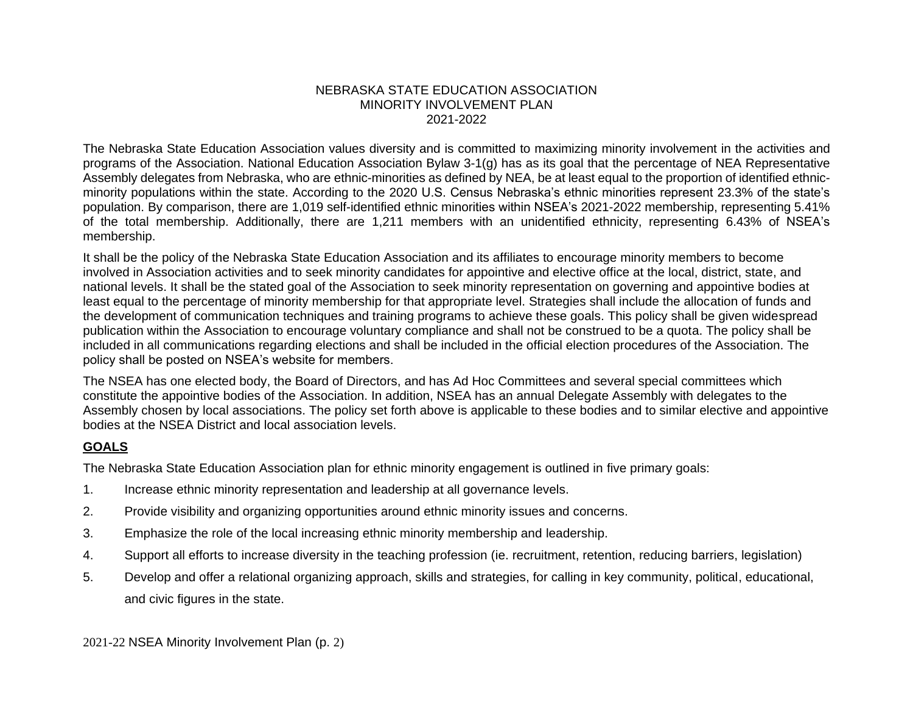NEBRASKA STATE EDUCATION ASSOCIATION
MINORITY INVOLVEMENT PLAN
2021-2022

The Nebraska State Education Association values diversity and is committed to maximizing minority involvement in the activities and programs of the Association. National Education Association Bylaw 3-1(g) has as its goal that the percentage of NEA Representative Assembly delegates from Nebraska, who are ethnic-minorities as defined by NEA, be at least equal to the proportion of identified ethnic-minority populations within the state. According to the 2020 U.S. Census Nebraska's ethnic minorities represent 23.3% of the state's population. By comparison, there are 1,019 self-identified ethnic minorities within NSEA's 2021-2022 membership, representing 5.41% of the total membership. Additionally, there are 1,211 members with an unidentified ethnicity, representing 6.43% of NSEA's membership.

It shall be the policy of the Nebraska State Education Association and its affiliates to encourage minority members to become involved in Association activities and to seek minority candidates for appointive and elective office at the local, district, state, and national levels. It shall be the stated goal of the Association to seek minority representation on governing and appointive bodies at least equal to the percentage of minority membership for that appropriate level. Strategies shall include the allocation of funds and the development of communication techniques and training programs to achieve these goals. This policy shall be given widespread publication within the Association to encourage voluntary compliance and shall not be construed to be a quota. The policy shall be included in all communications regarding elections and shall be included in the official election procedures of the Association. The policy shall be posted on NSEA's website for members.

The NSEA has one elected body, the Board of Directors, and has Ad Hoc Committees and several special committees which constitute the appointive bodies of the Association. In addition, NSEA has an annual Delegate Assembly with delegates to the Assembly chosen by local associations. The policy set forth above is applicable to these bodies and to similar elective and appointive bodies at the NSEA District and local association levels.

## GOALS

The Nebraska State Education Association plan for ethnic minority engagement is outlined in five primary goals:

1. Increase ethnic minority representation and leadership at all governance levels.
2. Provide visibility and organizing opportunities around ethnic minority issues and concerns.
3. Emphasize the role of the local increasing ethnic minority membership and leadership.
4. Support all efforts to increase diversity in the teaching profession (ie. recruitment, retention, reducing barriers, legislation)
5. Develop and offer a relational organizing approach, skills and strategies, for calling in key community, political, educational, and civic figures in the state.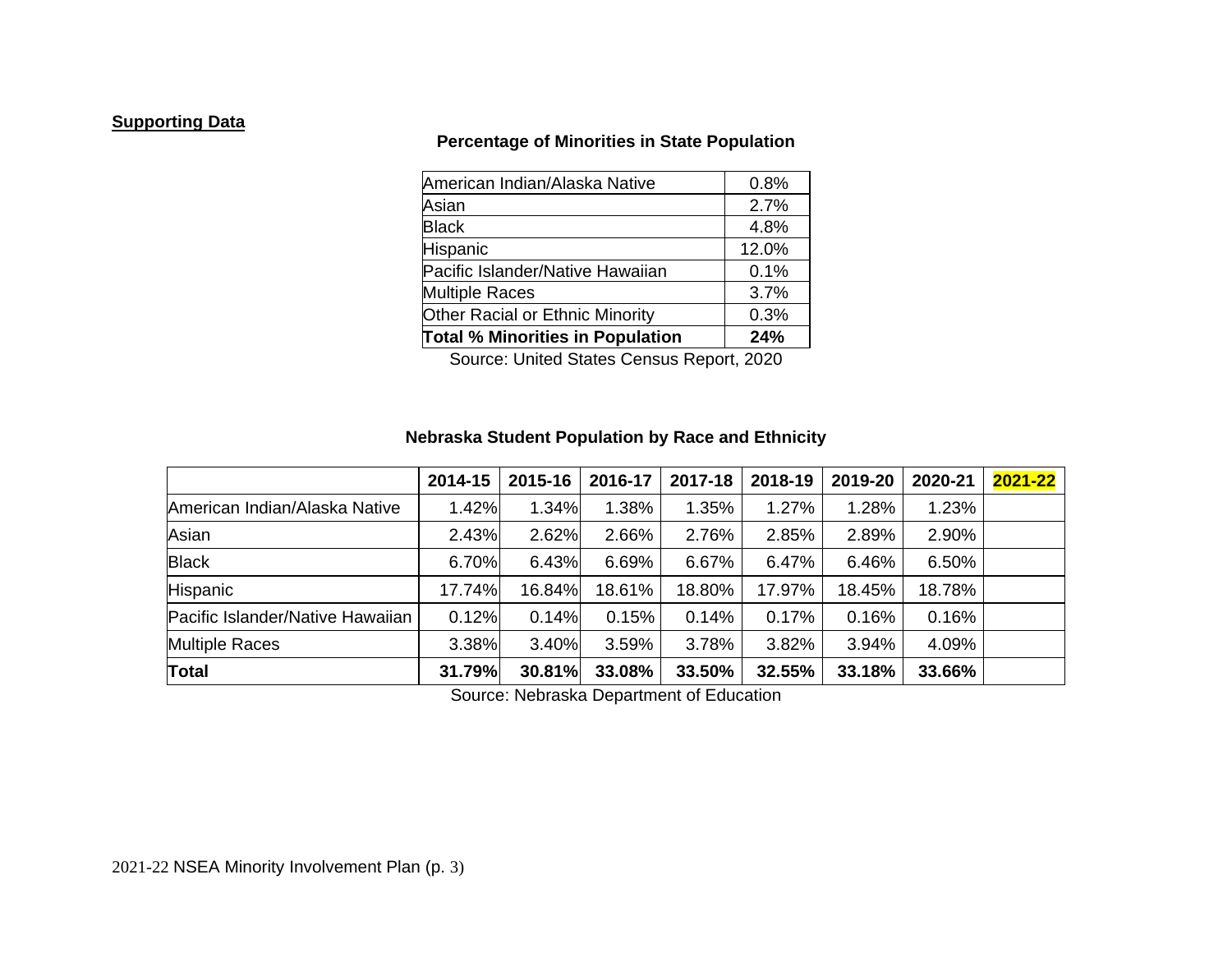**Supporting Data**

**Percentage of Minorities in State Population**

| | |
|---|---|
| American Indian/Alaska Native | 0.8% |
| Asian | 2.7% |
| Black | 4.8% |
| Hispanic | 12.0% |
| Pacific Islander/Native Hawaiian | 0.1% |
| Multiple Races | 3.7% |
| Other Racial or Ethnic Minority | 0.3% |
| **Total % Minorities in Population** | **24%** |

Source: United States Census Report, 2020

**Nebraska Student Population by Race and Ethnicity**

| | 2014-15 | 2015-16 | 2016-17 | 2017-18 | 2018-19 | 2019-20 | 2020-21 | 2021-22 |
|---|---|---|---|---|---|---|---|---|
| American Indian/Alaska Native | 1.42% | 1.34% | 1.38% | 1.35% | 1.27% | 1.28% | 1.23% | |
| Asian | 2.43% | 2.62% | 2.66% | 2.76% | 2.85% | 2.89% | 2.90% | |
| Black | 6.70% | 6.43% | 6.69% | 6.67% | 6.47% | 6.46% | 6.50% | |
| Hispanic | 17.74% | 16.84% | 18.61% | 18.80% | 17.97% | 18.45% | 18.78% | |
| Pacific Islander/Native Hawaiian | 0.12% | 0.14% | 0.15% | 0.14% | 0.17% | 0.16% | 0.16% | |
| Multiple Races | 3.38% | 3.40% | 3.59% | 3.78% | 3.82% | 3.94% | 4.09% | |
| **Total** | **31.79%** | **30.81%** | **33.08%** | **33.50%** | **32.55%** | **33.18%** | **33.66%** | |

Source: Nebraska Department of Education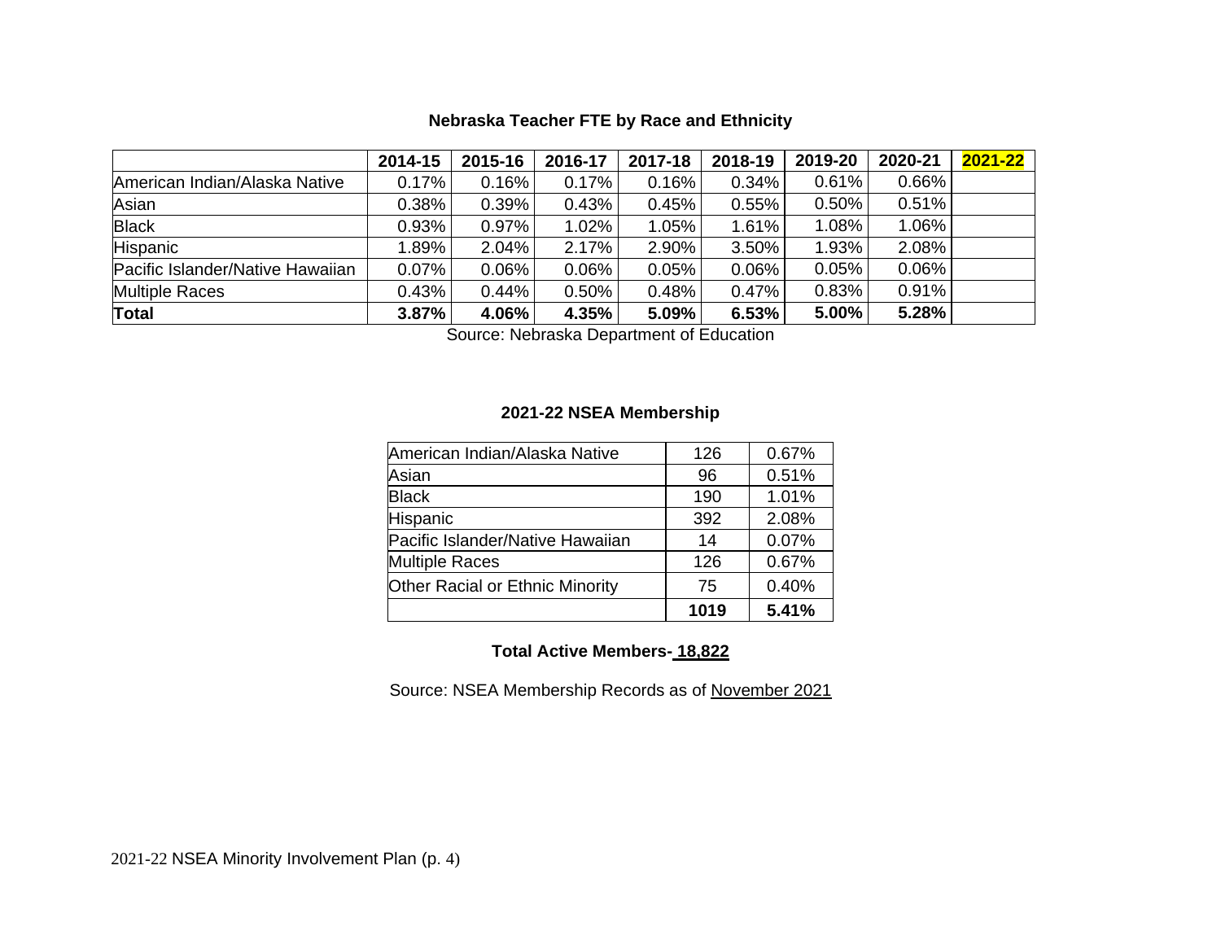### Nebraska Teacher FTE by Race and Ethnicity

| | 2014-15 | 2015-16 | 2016-17 | 2017-18 | 2018-19 | 2019-20 | 2020-21 | 2021-22 |
|---|---|---|---|---|---|---|---|---|
| American Indian/Alaska Native | 0.17% | 0.16% | 0.17% | 0.16% | 0.34% | 0.61% | 0.66% | |
| Asian | 0.38% | 0.39% | 0.43% | 0.45% | 0.55% | 0.50% | 0.51% | |
| Black | 0.93% | 0.97% | 1.02% | 1.05% | 1.61% | 1.08% | 1.06% | |
| Hispanic | 1.89% | 2.04% | 2.17% | 2.90% | 3.50% | 1.93% | 2.08% | |
| Pacific Islander/Native Hawaiian | 0.07% | 0.06% | 0.06% | 0.05% | 0.06% | 0.05% | 0.06% | |
| Multiple Races | 0.43% | 0.44% | 0.50% | 0.48% | 0.47% | 0.83% | 0.91% | |
| **Total** | **3.87%** | **4.06%** | **4.35%** | **5.09%** | **6.53%** | **5.00%** | **5.28%** | |

Source: Nebraska Department of Education

### 2021-22 NSEA Membership

| | | |
|---|---|---|
| American Indian/Alaska Native | 126 | 0.67% |
| Asian | 96 | 0.51% |
| Black | 190 | 1.01% |
| Hispanic | 392 | 2.08% |
| Pacific Islander/Native Hawaiian | 14 | 0.07% |
| Multiple Races | 126 | 0.67% |
| Other Racial or Ethnic Minority | 75 | 0.40% |
| | **1019** | **5.41%** |

**Total Active Members- 18,822**

Source: NSEA Membership Records as of November 2021

2021-22 NSEA Minority Involvement Plan (p. 4)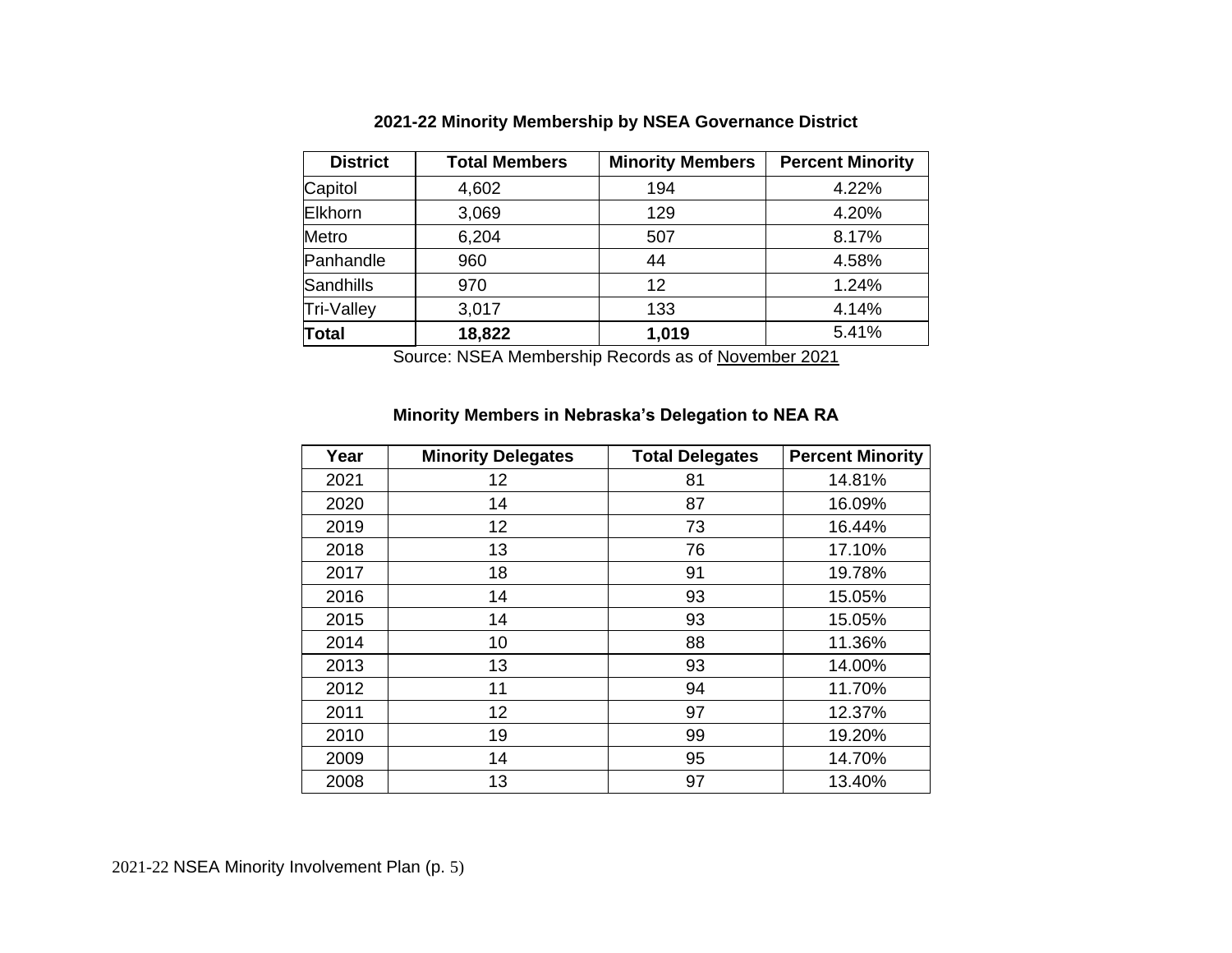### 2021-22 Minority Membership by NSEA Governance District

| District | Total Members | Minority Members | Percent Minority |
|---|---|---|---|
| Capitol | 4,602 | 194 | 4.22% |
| Elkhorn | 3,069 | 129 | 4.20% |
| Metro | 6,204 | 507 | 8.17% |
| Panhandle | 960 | 44 | 4.58% |
| Sandhills | 970 | 12 | 1.24% |
| Tri-Valley | 3,017 | 133 | 4.14% |
| **Total** | **18,822** | **1,019** | 5.41% |

Source: NSEA Membership Records as of November 2021

### Minority Members in Nebraska's Delegation to NEA RA

| Year | Minority Delegates | Total Delegates | Percent Minority |
|---|---|---|---|
| 2021 | 12 | 81 | 14.81% |
| 2020 | 14 | 87 | 16.09% |
| 2019 | 12 | 73 | 16.44% |
| 2018 | 13 | 76 | 17.10% |
| 2017 | 18 | 91 | 19.78% |
| 2016 | 14 | 93 | 15.05% |
| 2015 | 14 | 93 | 15.05% |
| 2014 | 10 | 88 | 11.36% |
| 2013 | 13 | 93 | 14.00% |
| 2012 | 11 | 94 | 11.70% |
| 2011 | 12 | 97 | 12.37% |
| 2010 | 19 | 99 | 19.20% |
| 2009 | 14 | 95 | 14.70% |
| 2008 | 13 | 97 | 13.40% |

2021-22 NSEA Minority Involvement Plan (p. 5)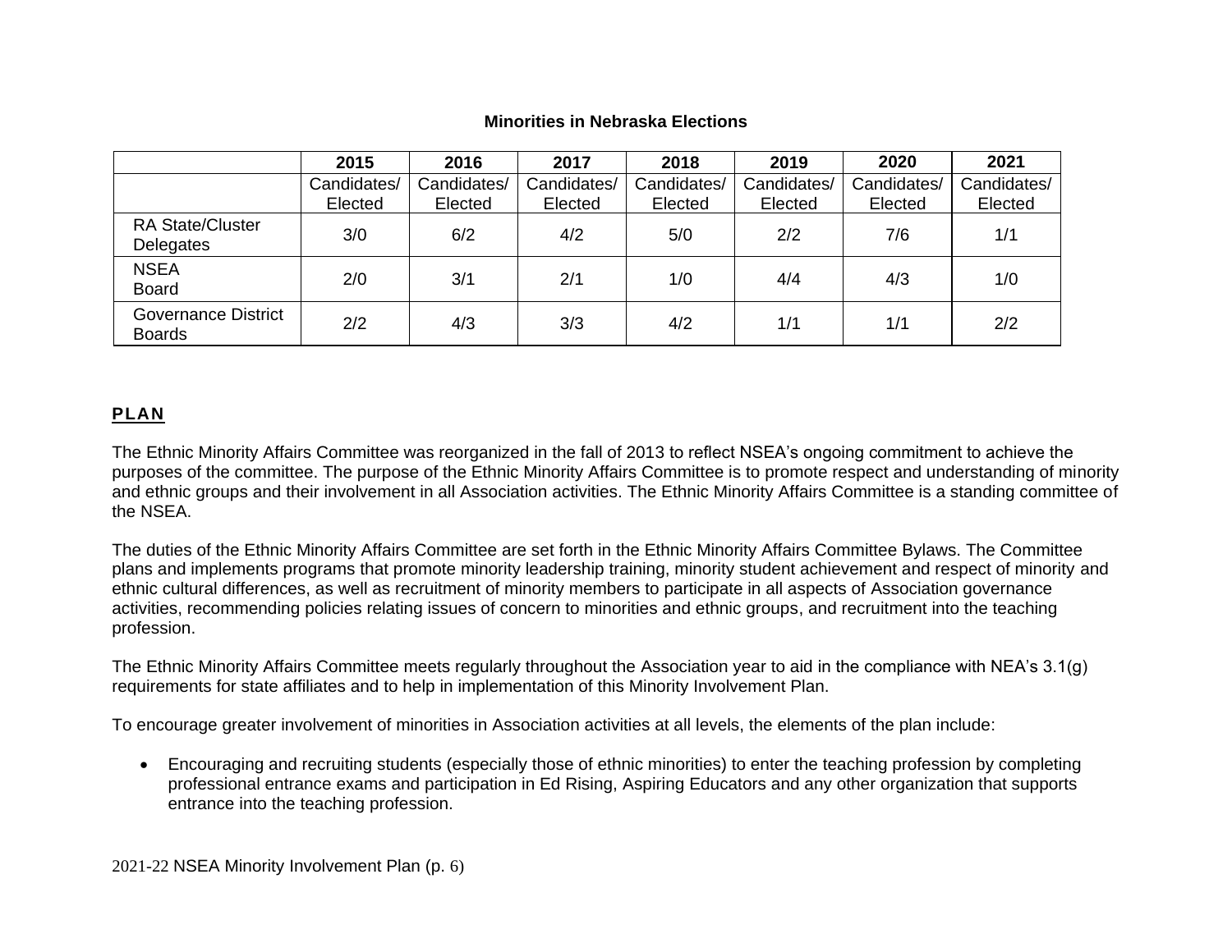**Minorities in Nebraska Elections**

| | 2015 | 2016 | 2017 | 2018 | 2019 | 2020 | 2021 |
|---|---|---|---|---|---|---|---|
| | Candidates/ Elected | Candidates/ Elected | Candidates/ Elected | Candidates/ Elected | Candidates/ Elected | Candidates/ Elected | Candidates/ Elected |
| RA State/Cluster Delegates | 3/0 | 6/2 | 4/2 | 5/0 | 2/2 | 7/6 | 1/1 |
| NSEA Board | 2/0 | 3/1 | 2/1 | 1/0 | 4/4 | 4/3 | 1/0 |
| Governance District Boards | 2/2 | 4/3 | 3/3 | 4/2 | 1/1 | 1/1 | 2/2 |

## PLAN

The Ethnic Minority Affairs Committee was reorganized in the fall of 2013 to reflect NSEA's ongoing commitment to achieve the purposes of the committee. The purpose of the Ethnic Minority Affairs Committee is to promote respect and understanding of minority and ethnic groups and their involvement in all Association activities. The Ethnic Minority Affairs Committee is a standing committee of the NSEA.

The duties of the Ethnic Minority Affairs Committee are set forth in the Ethnic Minority Affairs Committee Bylaws. The Committee plans and implements programs that promote minority leadership training, minority student achievement and respect of minority and ethnic cultural differences, as well as recruitment of minority members to participate in all aspects of Association governance activities, recommending policies relating issues of concern to minorities and ethnic groups, and recruitment into the teaching profession.

The Ethnic Minority Affairs Committee meets regularly throughout the Association year to aid in the compliance with NEA's 3.1(g) requirements for state affiliates and to help in implementation of this Minority Involvement Plan.

To encourage greater involvement of minorities in Association activities at all levels, the elements of the plan include:

- Encouraging and recruiting students (especially those of ethnic minorities) to enter the teaching profession by completing professional entrance exams and participation in Ed Rising, Aspiring Educators and any other organization that supports entrance into the teaching profession.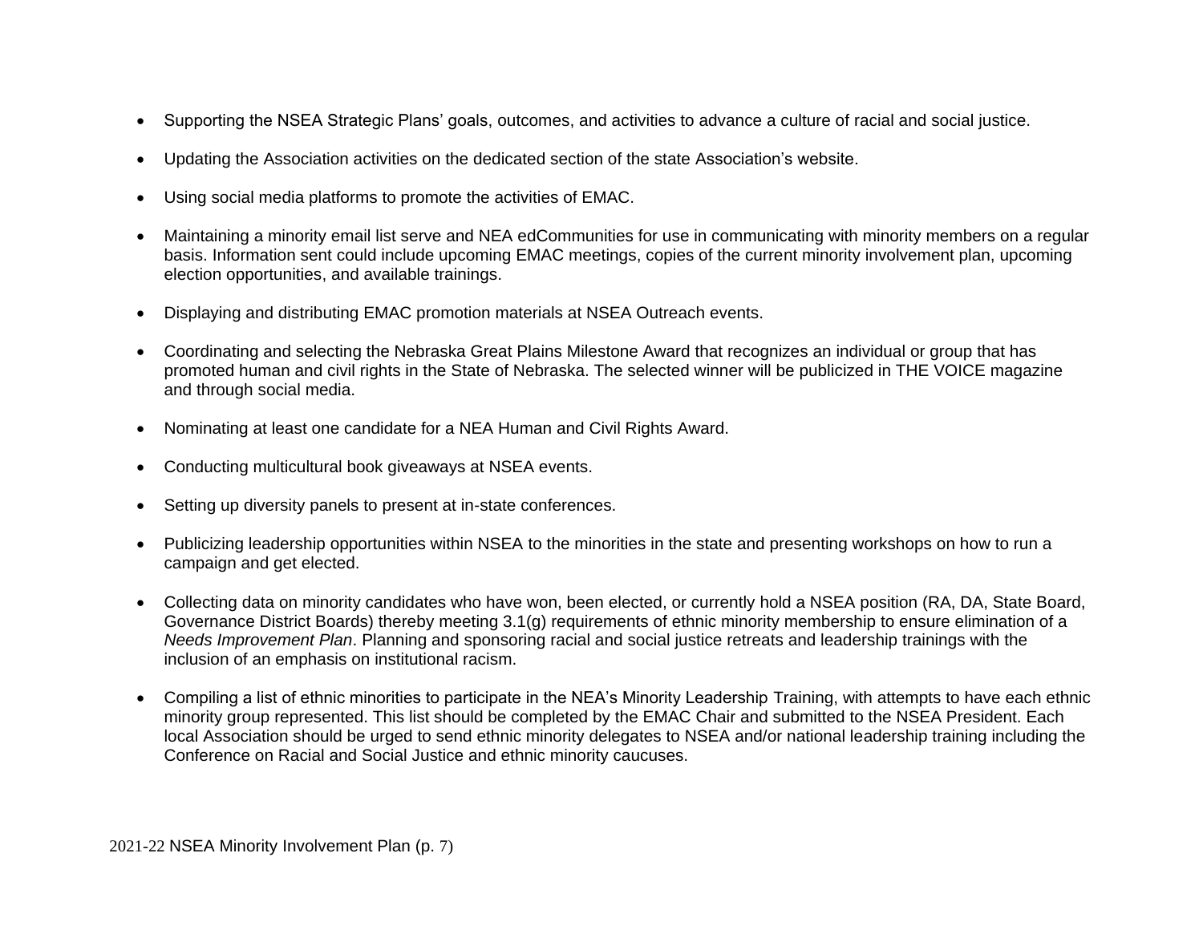- Supporting the NSEA Strategic Plans' goals, outcomes, and activities to advance a culture of racial and social justice.
- Updating the Association activities on the dedicated section of the state Association's website.
- Using social media platforms to promote the activities of EMAC.
- Maintaining a minority email list serve and NEA edCommunities for use in communicating with minority members on a regular basis. Information sent could include upcoming EMAC meetings, copies of the current minority involvement plan, upcoming election opportunities, and available trainings.
- Displaying and distributing EMAC promotion materials at NSEA Outreach events.
- Coordinating and selecting the Nebraska Great Plains Milestone Award that recognizes an individual or group that has promoted human and civil rights in the State of Nebraska. The selected winner will be publicized in THE VOICE magazine and through social media.
- Nominating at least one candidate for a NEA Human and Civil Rights Award.
- Conducting multicultural book giveaways at NSEA events.
- Setting up diversity panels to present at in-state conferences.
- Publicizing leadership opportunities within NSEA to the minorities in the state and presenting workshops on how to run a campaign and get elected.
- Collecting data on minority candidates who have won, been elected, or currently hold a NSEA position (RA, DA, State Board, Governance District Boards) thereby meeting 3.1(g) requirements of ethnic minority membership to ensure elimination of a *Needs Improvement Plan*. Planning and sponsoring racial and social justice retreats and leadership trainings with the inclusion of an emphasis on institutional racism.
- Compiling a list of ethnic minorities to participate in the NEA's Minority Leadership Training, with attempts to have each ethnic minority group represented. This list should be completed by the EMAC Chair and submitted to the NSEA President. Each local Association should be urged to send ethnic minority delegates to NSEA and/or national leadership training including the Conference on Racial and Social Justice and ethnic minority caucuses.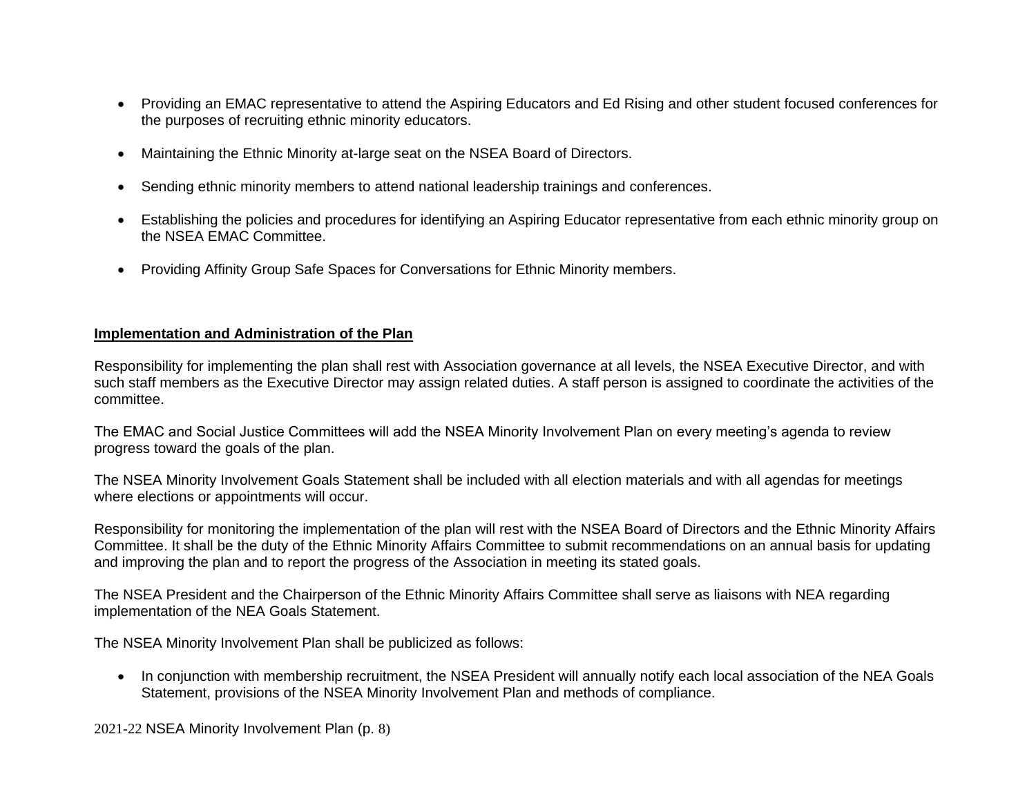- Providing an EMAC representative to attend the Aspiring Educators and Ed Rising and other student focused conferences for the purposes of recruiting ethnic minority educators.

- Maintaining the Ethnic Minority at-large seat on the NSEA Board of Directors.

- Sending ethnic minority members to attend national leadership trainings and conferences.

- Establishing the policies and procedures for identifying an Aspiring Educator representative from each ethnic minority group on the NSEA EMAC Committee.

- Providing Affinity Group Safe Spaces for Conversations for Ethnic Minority members.

**Implementation and Administration of the Plan**

Responsibility for implementing the plan shall rest with Association governance at all levels, the NSEA Executive Director, and with such staff members as the Executive Director may assign related duties. A staff person is assigned to coordinate the activities of the committee.

The EMAC and Social Justice Committees will add the NSEA Minority Involvement Plan on every meeting's agenda to review progress toward the goals of the plan.

The NSEA Minority Involvement Goals Statement shall be included with all election materials and with all agendas for meetings where elections or appointments will occur.

Responsibility for monitoring the implementation of the plan will rest with the NSEA Board of Directors and the Ethnic Minority Affairs Committee. It shall be the duty of the Ethnic Minority Affairs Committee to submit recommendations on an annual basis for updating and improving the plan and to report the progress of the Association in meeting its stated goals.

The NSEA President and the Chairperson of the Ethnic Minority Affairs Committee shall serve as liaisons with NEA regarding implementation of the NEA Goals Statement.

The NSEA Minority Involvement Plan shall be publicized as follows:

- In conjunction with membership recruitment, the NSEA President will annually notify each local association of the NEA Goals Statement, provisions of the NSEA Minority Involvement Plan and methods of compliance.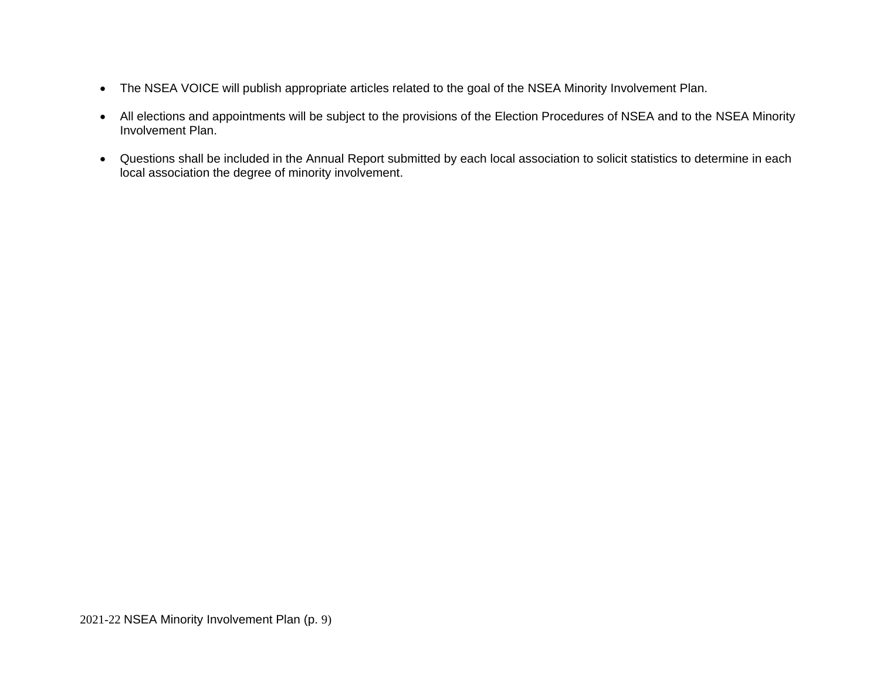- The NSEA VOICE will publish appropriate articles related to the goal of the NSEA Minority Involvement Plan.

- All elections and appointments will be subject to the provisions of the Election Procedures of NSEA and to the NSEA Minority Involvement Plan.

- Questions shall be included in the Annual Report submitted by each local association to solicit statistics to determine in each local association the degree of minority involvement.